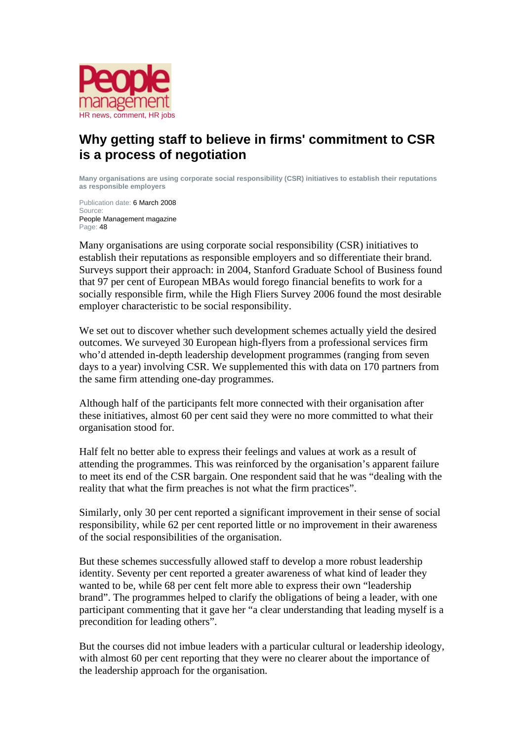People management
HR news, comment, HR jobs

# Why getting staff to believe in firms' commitment to CSR is a process of negotiation

**Many organisations are using corporate social responsibility (CSR) initiatives to establish their reputations as responsible employers**

Publication date: 6 March 2008
Source:
People Management magazine
Page: 48

Many organisations are using corporate social responsibility (CSR) initiatives to establish their reputations as responsible employers and so differentiate their brand. Surveys support their approach: in 2004, Stanford Graduate School of Business found that 97 per cent of European MBAs would forego financial benefits to work for a socially responsible firm, while the High Fliers Survey 2006 found the most desirable employer characteristic to be social responsibility.

We set out to discover whether such development schemes actually yield the desired outcomes. We surveyed 30 European high-flyers from a professional services firm who'd attended in-depth leadership development programmes (ranging from seven days to a year) involving CSR. We supplemented this with data on 170 partners from the same firm attending one-day programmes.

Although half of the participants felt more connected with their organisation after these initiatives, almost 60 per cent said they were no more committed to what their organisation stood for.

Half felt no better able to express their feelings and values at work as a result of attending the programmes. This was reinforced by the organisation's apparent failure to meet its end of the CSR bargain. One respondent said that he was "dealing with the reality that what the firm preaches is not what the firm practices".

Similarly, only 30 per cent reported a significant improvement in their sense of social responsibility, while 62 per cent reported little or no improvement in their awareness of the social responsibilities of the organisation.

But these schemes successfully allowed staff to develop a more robust leadership identity. Seventy per cent reported a greater awareness of what kind of leader they wanted to be, while 68 per cent felt more able to express their own "leadership brand". The programmes helped to clarify the obligations of being a leader, with one participant commenting that it gave her "a clear understanding that leading myself is a precondition for leading others".

But the courses did not imbue leaders with a particular cultural or leadership ideology, with almost 60 per cent reporting that they were no clearer about the importance of the leadership approach for the organisation.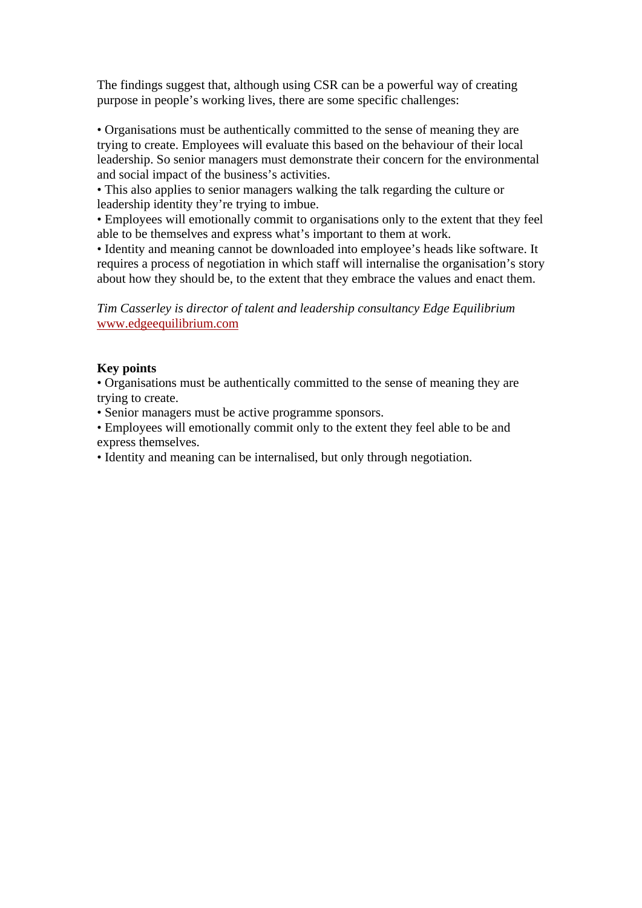The findings suggest that, although using CSR can be a powerful way of creating purpose in people's working lives, there are some specific challenges:

- Organisations must be authentically committed to the sense of meaning they are trying to create. Employees will evaluate this based on the behaviour of their local leadership. So senior managers must demonstrate their concern for the environmental and social impact of the business's activities.
- This also applies to senior managers walking the talk regarding the culture or leadership identity they're trying to imbue.
- Employees will emotionally commit to organisations only to the extent that they feel able to be themselves and express what's important to them at work.
- Identity and meaning cannot be downloaded into employee's heads like software. It requires a process of negotiation in which staff will internalise the organisation's story about how they should be, to the extent that they embrace the values and enact them.

*Tim Casserley is director of talent and leadership consultancy Edge Equilibrium*
www.edgeequilibrium.com

**Key points**

- Organisations must be authentically committed to the sense of meaning they are trying to create.
- Senior managers must be active programme sponsors.
- Employees will emotionally commit only to the extent they feel able to be and express themselves.
- Identity and meaning can be internalised, but only through negotiation.